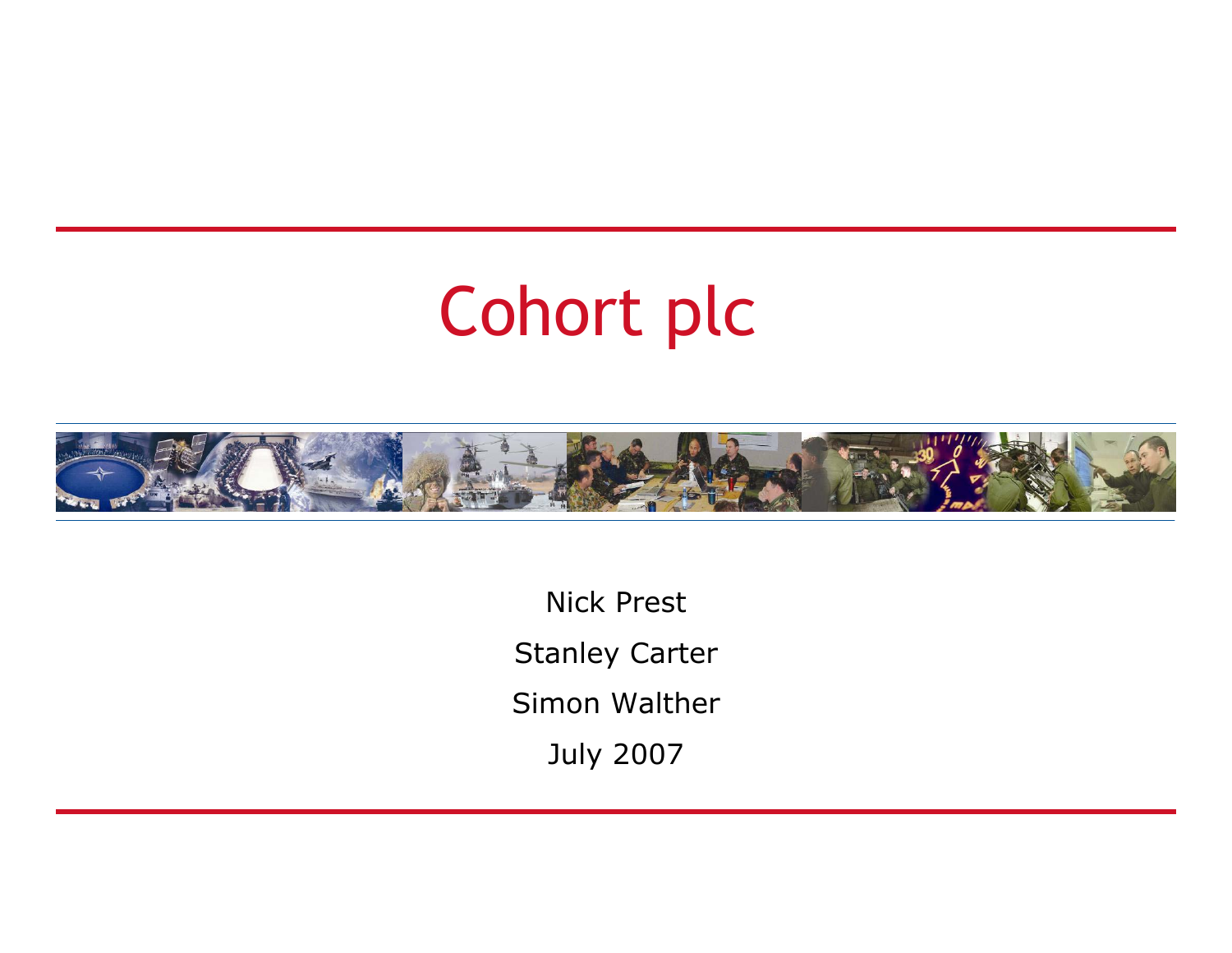# Cohort plc

Nick Prest

Stanley Carter

Simon Walther

July 2007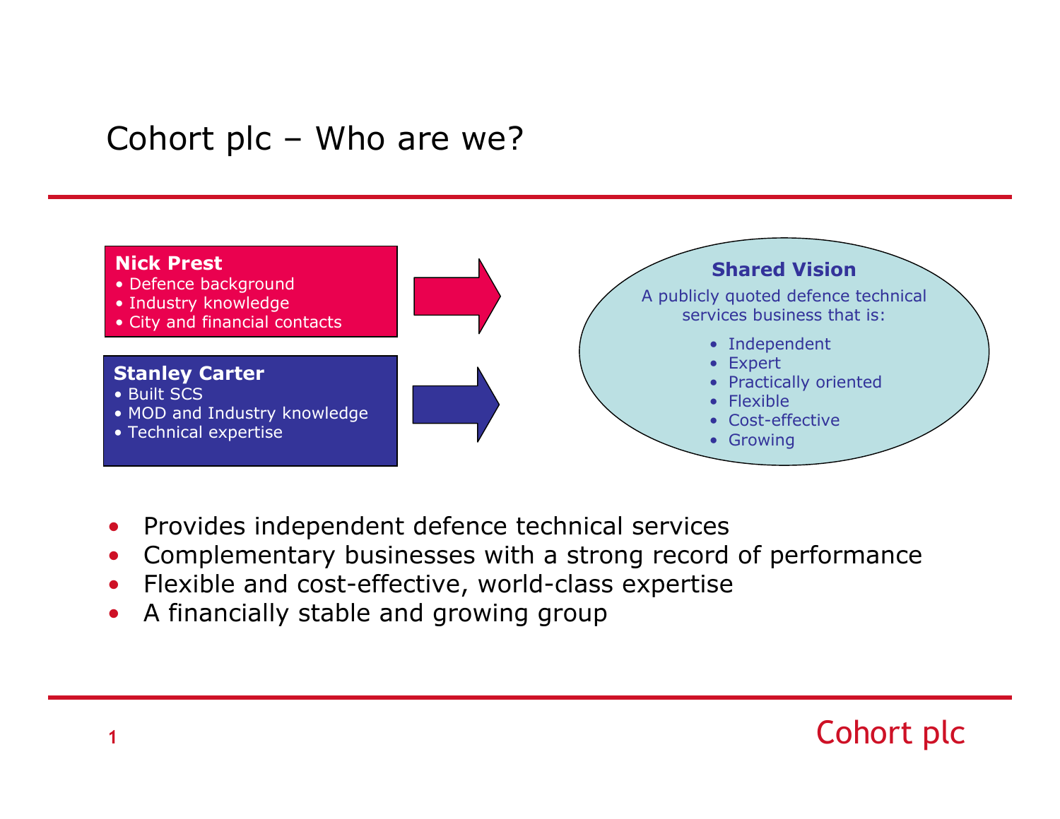# Cohort plc – Who are we?

**Nick Prest**
- Defence background
- Industry knowledge
- City and financial contacts

**Stanley Carter**
- Built SCS
- MOD and Industry knowledge
- Technical expertise

**Shared Vision**

A publicly quoted defence technical services business that is:

- Independent
- Expert
- Practically oriented
- Flexible
- Cost-effective
- Growing

---

- Provides independent defence technical services
- Complementary businesses with a strong record of performance
- Flexible and cost-effective, world-class expertise
- A financially stable and growing group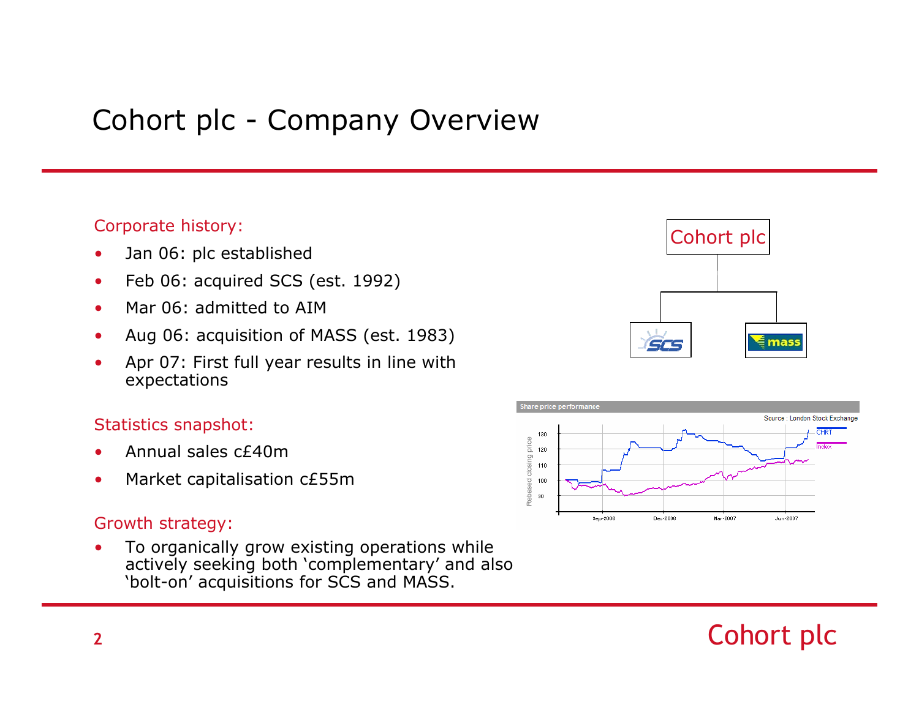# Cohort plc - Company Overview

Corporate history:

- Jan 06: plc established
- Feb 06: acquired SCS (est. 1992)
- Mar 06: admitted to AIM
- Aug 06: acquisition of MASS (est. 1983)
- Apr 07: First full year results in line with expectations

Statistics snapshot:

- Annual sales c£40m
- Market capitalisation c£55m

Growth strategy:

- To organically grow existing operations while actively seeking both 'complementary' and also 'bolt-on' acquisitions for SCS and MASS.

Cohort plc

SCS

mass

Share price performance

Source : London Stock Exchange

CHRT

Index

Rebased cosing price

130
120
110
100
90

Sep-2006
Dec-2006
Mar-2007
Jun-2007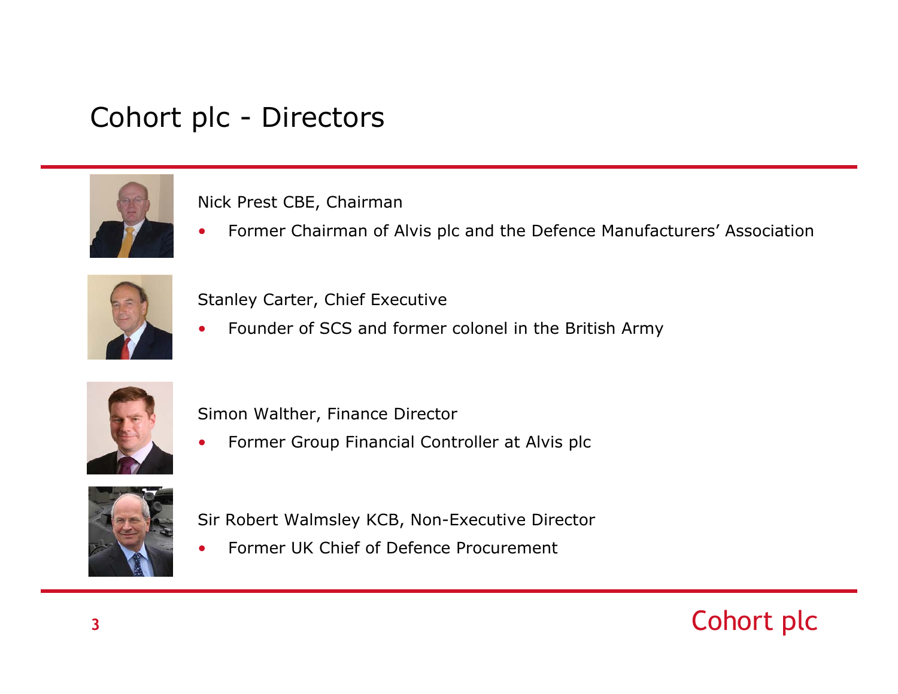# Cohort plc - Directors

Nick Prest CBE, Chairman

- Former Chairman of Alvis plc and the Defence Manufacturers' Association

Stanley Carter, Chief Executive

- Founder of SCS and former colonel in the British Army

Simon Walther, Finance Director

- Former Group Financial Controller at Alvis plc

Sir Robert Walmsley KCB, Non-Executive Director

- Former UK Chief of Defence Procurement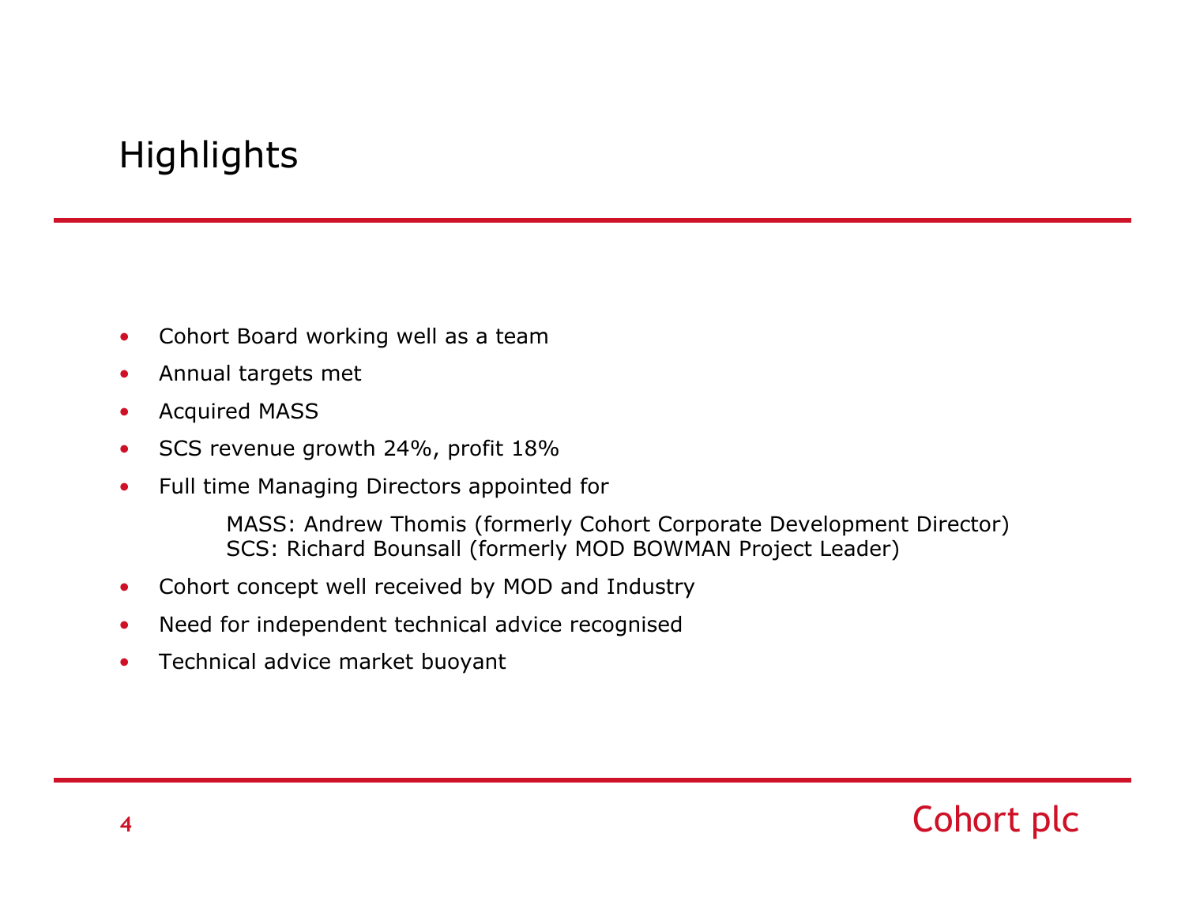# Highlights

- Cohort Board working well as a team
- Annual targets met
- Acquired MASS
- SCS revenue growth 24%, profit 18%
- Full time Managing Directors appointed for

  MASS: Andrew Thomis (formerly Cohort Corporate Development Director)
  SCS: Richard Bounsall (formerly MOD BOWMAN Project Leader)

- Cohort concept well received by MOD and Industry
- Need for independent technical advice recognised
- Technical advice market buoyant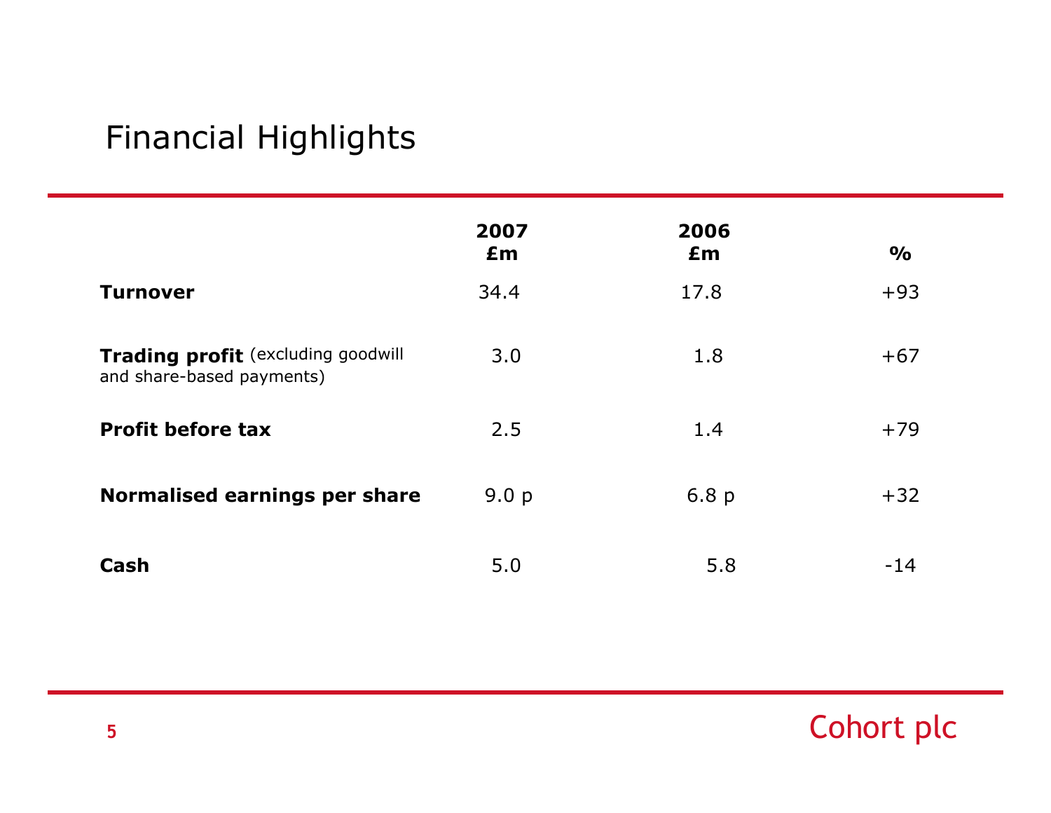# Financial Highlights

| | 2007 £m | 2006 £m | % |
|---|---|---|---|
| **Turnover** | 34.4 | 17.8 | +93 |
| **Trading profit** (excluding goodwill and share-based payments) | 3.0 | 1.8 | +67 |
| **Profit before tax** | 2.5 | 1.4 | +79 |
| **Normalised earnings per share** | 9.0 p | 6.8 p | +32 |
| **Cash** | 5.0 | 5.8 | -14 |

Cohort plc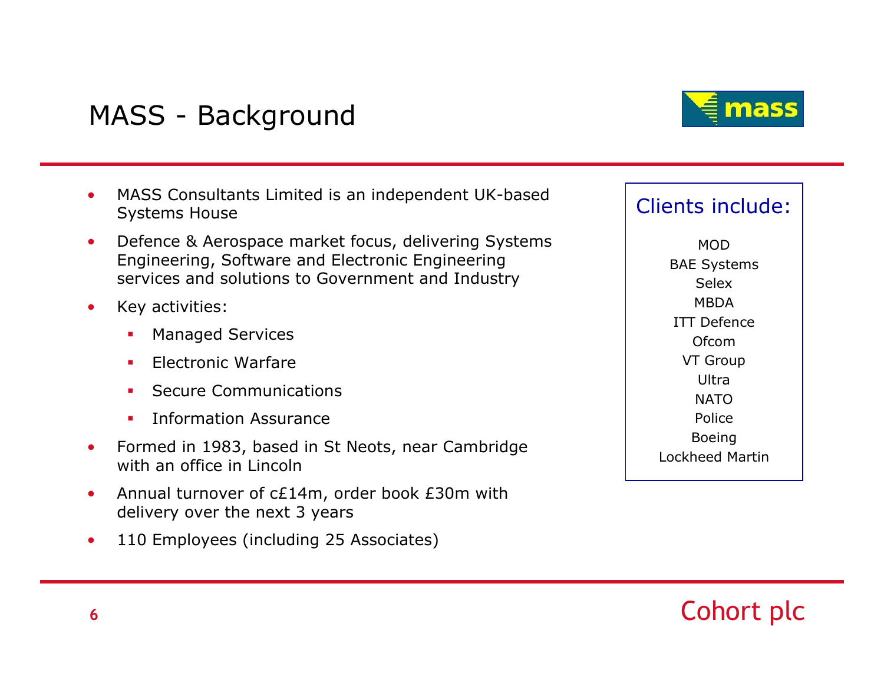# MASS - Background

- MASS Consultants Limited is an independent UK-based Systems House
- Defence & Aerospace market focus, delivering Systems Engineering, Software and Electronic Engineering services and solutions to Government and Industry
- Key activities:
  - Managed Services
  - Electronic Warfare
  - Secure Communications
  - Information Assurance
- Formed in 1983, based in St Neots, near Cambridge with an office in Lincoln
- Annual turnover of c£14m, order book £30m with delivery over the next 3 years
- 110 Employees (including 25 Associates)

## Clients include:

MOD
BAE Systems
Selex
MBDA
ITT Defence
Ofcom
VT Group
Ultra
NATO
Police
Boeing
Lockheed Martin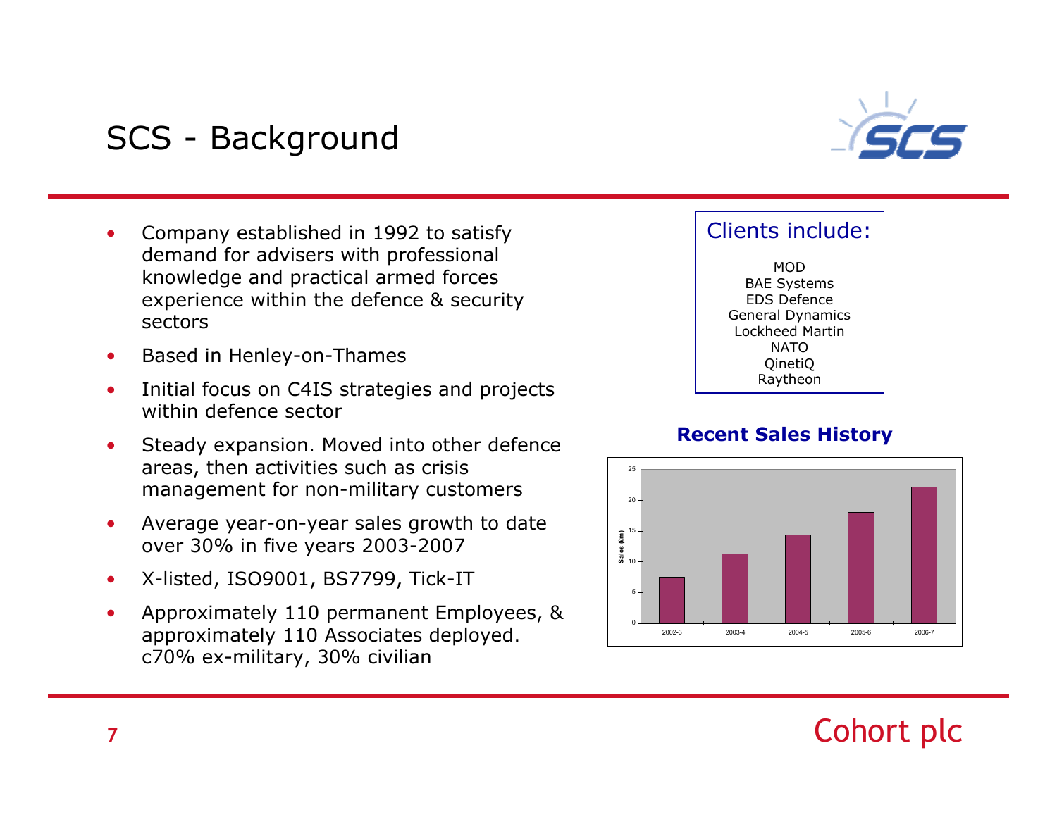# SCS - Background

- Company established in 1992 to satisfy demand for advisers with professional knowledge and practical armed forces experience within the defence & security sectors
- Based in Henley-on-Thames
- Initial focus on C4IS strategies and projects within defence sector
- Steady expansion. Moved into other defence areas, then activities such as crisis management for non-military customers
- Average year-on-year sales growth to date over 30% in five years 2003-2007
- X-listed, ISO9001, BS7799, Tick-IT
- Approximately 110 permanent Employees, & approximately 110 Associates deployed. c70% ex-military, 30% civilian

## Clients include:

MOD
BAE Systems
EDS Defence
General Dynamics
Lockheed Martin
NATO
QinetiQ
Raytheon

**Recent Sales History**

Sales (£m)

0
5
10
15
20
25

2002-3
2003-4
2004-5
2005-6
2006-7

Cohort plc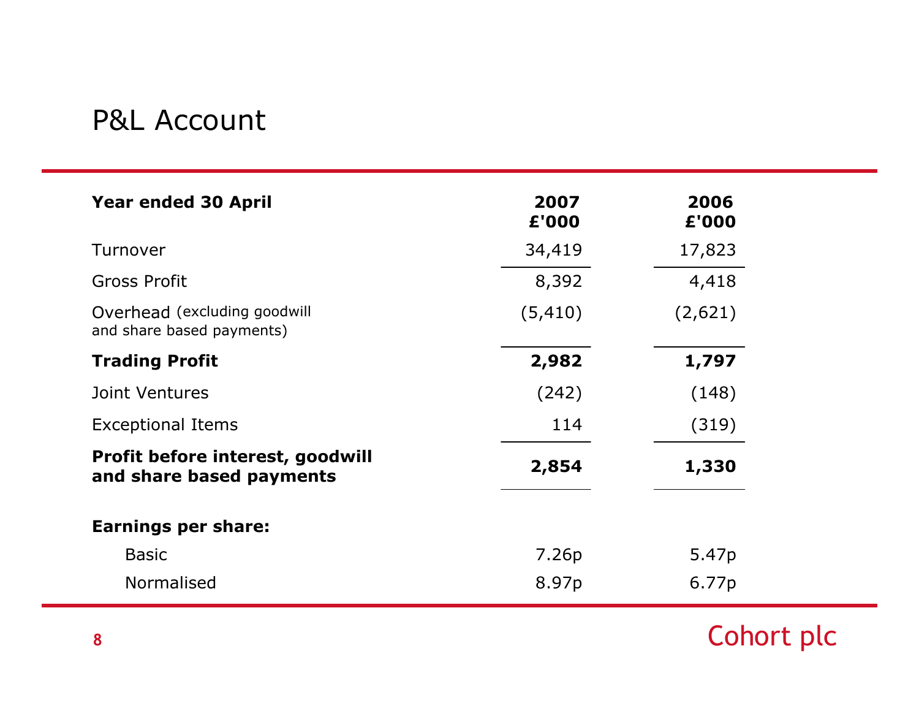# P&L Account

| Year ended 30 April | 2007 £'000 | 2006 £'000 |
|---|---|---|
| Turnover | 34,419 | 17,823 |
| Gross Profit | 8,392 | 4,418 |
| Overhead (excluding goodwill and share based payments) | (5,410) | (2,621) |
| **Trading Profit** | **2,982** | **1,797** |
| Joint Ventures | (242) | (148) |
| Exceptional Items | 114 | (319) |
| **Profit before interest, goodwill and share based payments** | **2,854** | **1,330** |
| **Earnings per share:** | | |
| Basic | 7.26p | 5.47p |
| Normalised | 8.97p | 6.77p |

Cohort plc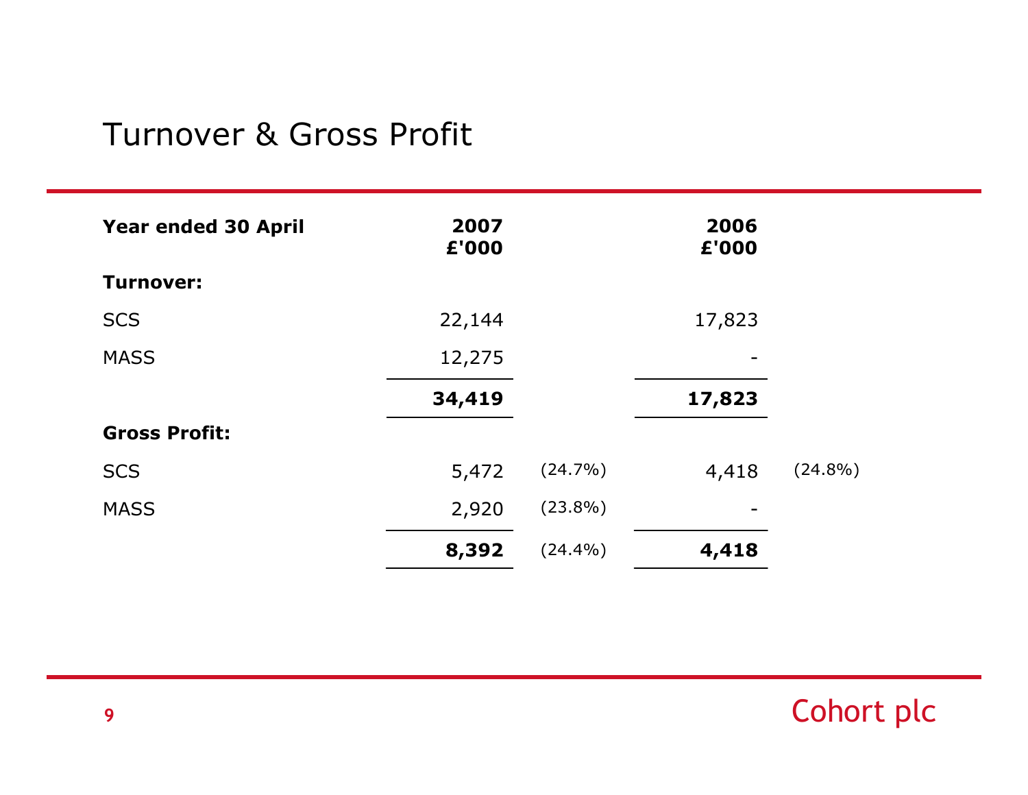# Turnover & Gross Profit

| Year ended 30 April | 2007 £'000 | | 2006 £'000 | |
|---|---|---|---|---|
| **Turnover:** | | | | |
| SCS | 22,144 | | 17,823 | |
| MASS | 12,275 | | - | |
| | **34,419** | | **17,823** | |
| **Gross Profit:** | | | | |
| SCS | 5,472 | (24.7%) | 4,418 | (24.8%) |
| MASS | 2,920 | (23.8%) | - | |
| | **8,392** | (24.4%) | **4,418** | |

Cohort plc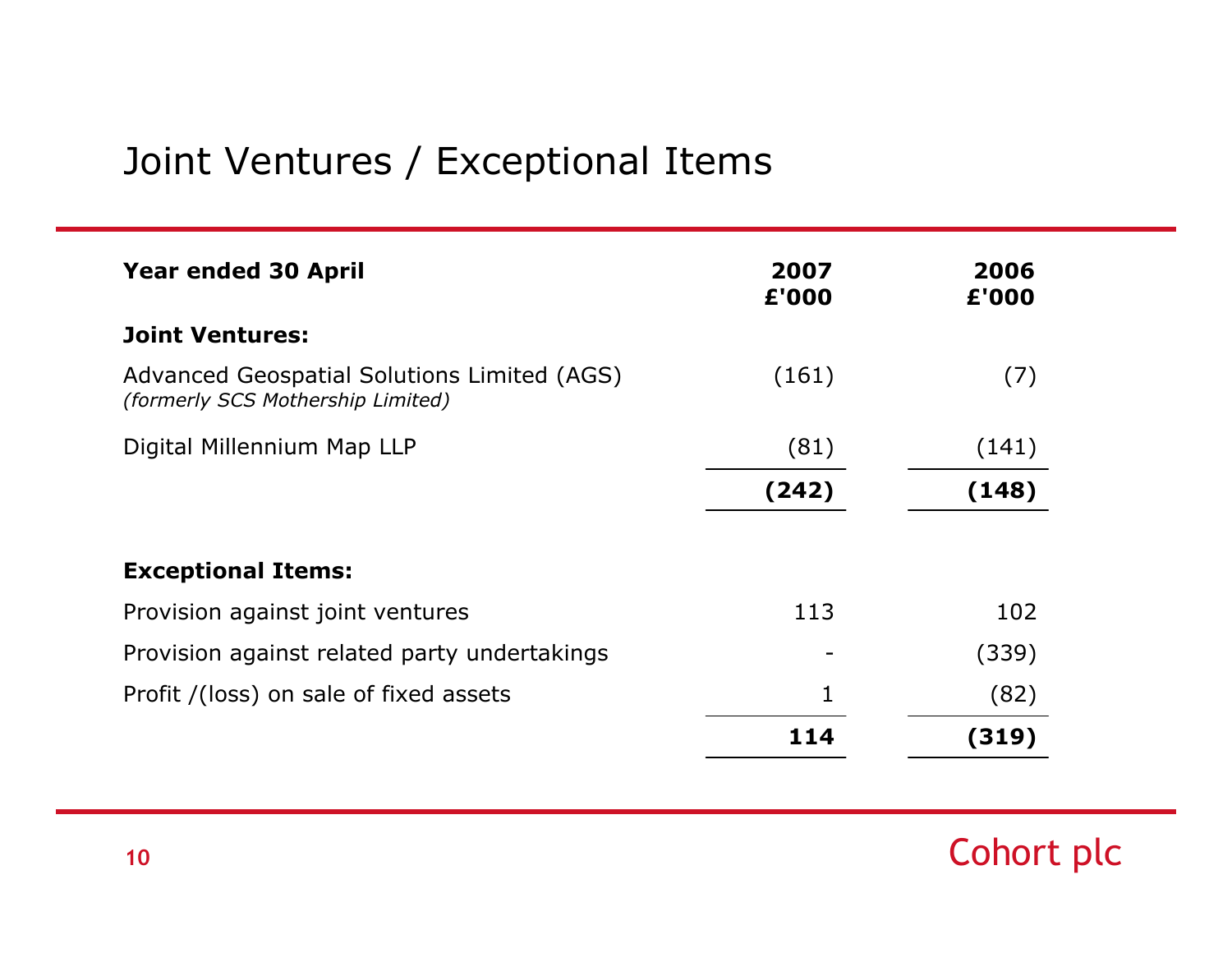# Joint Ventures / Exceptional Items

| Year ended 30 April | 2007 £'000 | 2006 £'000 |
|---|---|---|
| **Joint Ventures:** | | |
| Advanced Geospatial Solutions Limited (AGS) *(formerly SCS Mothership Limited)* | (161) | (7) |
| Digital Millennium Map LLP | (81) | (141) |
| | **(242)** | **(148)** |
| **Exceptional Items:** | | |
| Provision against joint ventures | 113 | 102 |
| Provision against related party undertakings | - | (339) |
| Profit /(loss) on sale of fixed assets | 1 | (82) |
| | **114** | **(319)** |

Cohort plc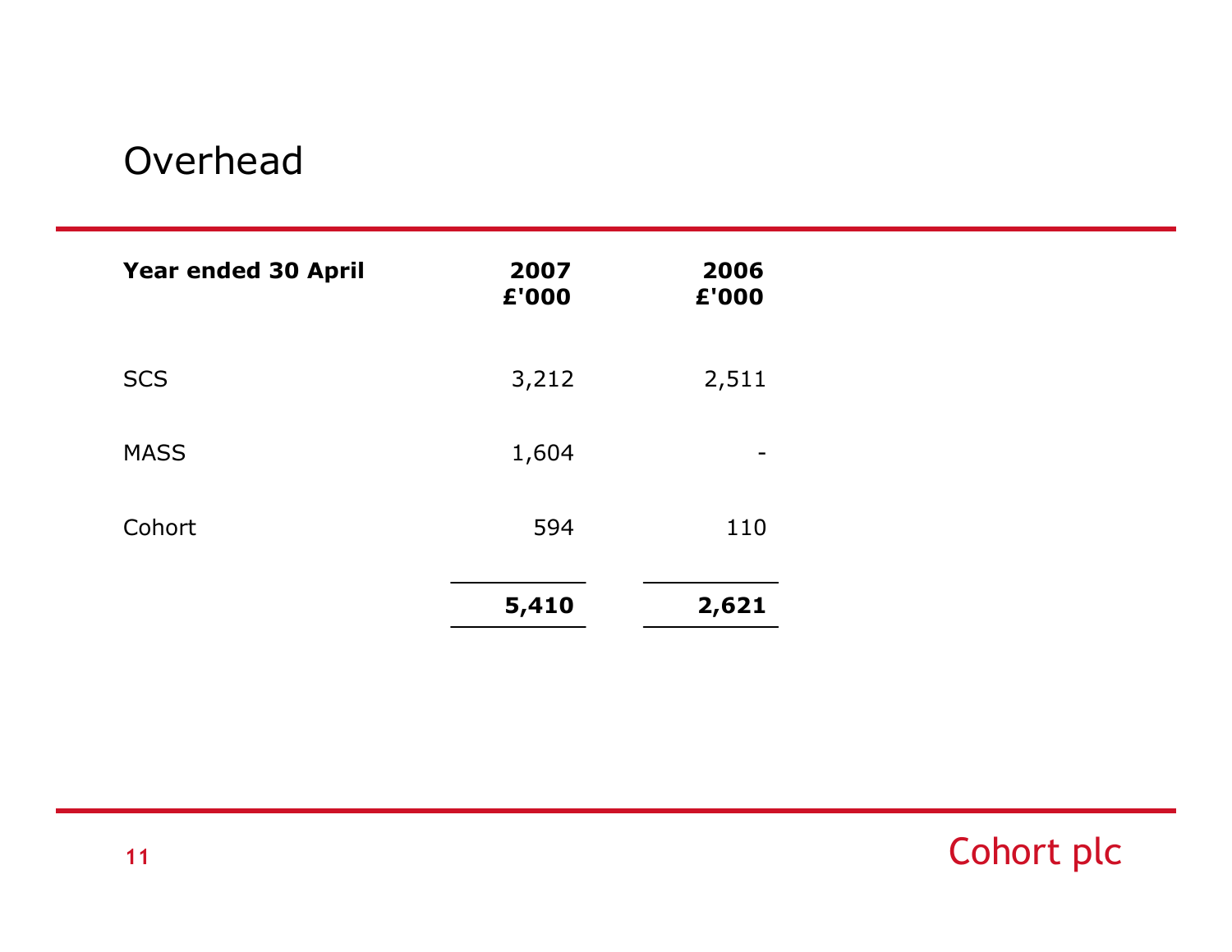# Overhead

| Year ended 30 April | 2007<br>£'000 | 2006<br>£'000 |
|---|---|---|
| SCS | 3,212 | 2,511 |
| MASS | 1,604 | - |
| Cohort | 594 | 110 |
| | **5,410** | **2,621** |

Cohort plc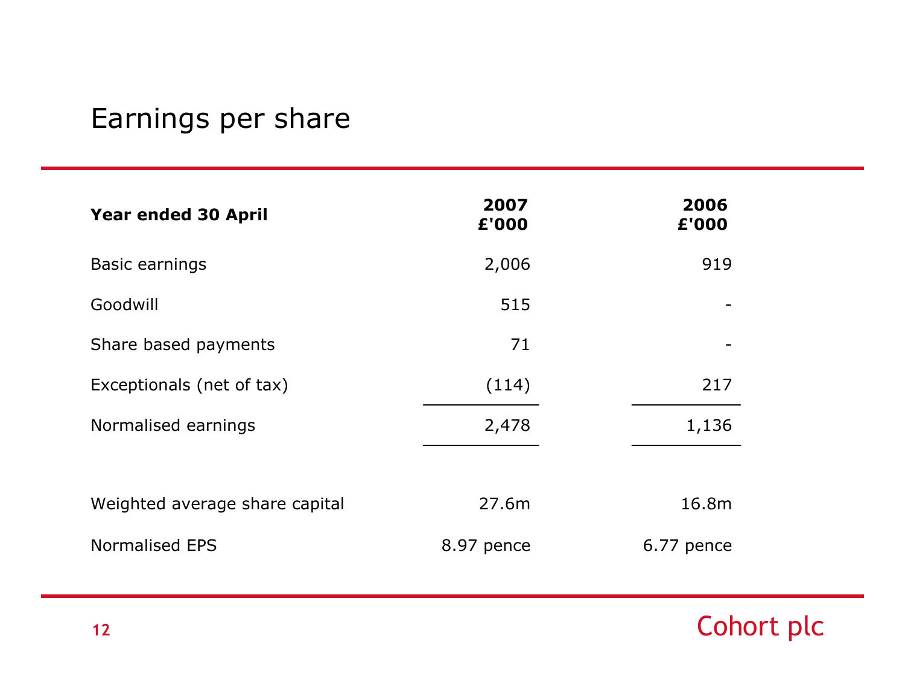# Earnings per share

| Year ended 30 April | 2007<br>£'000 | 2006<br>£'000 |
| --- | --- | --- |
| Basic earnings | 2,006 | 919 |
| Goodwill | 515 | - |
| Share based payments | 71 | - |
| Exceptionals (net of tax) | (114) | 217 |
| Normalised earnings | 2,478 | 1,136 |
| Weighted average share capital | 27.6m | 16.8m |
| Normalised EPS | 8.97 pence | 6.77 pence |

Cohort plc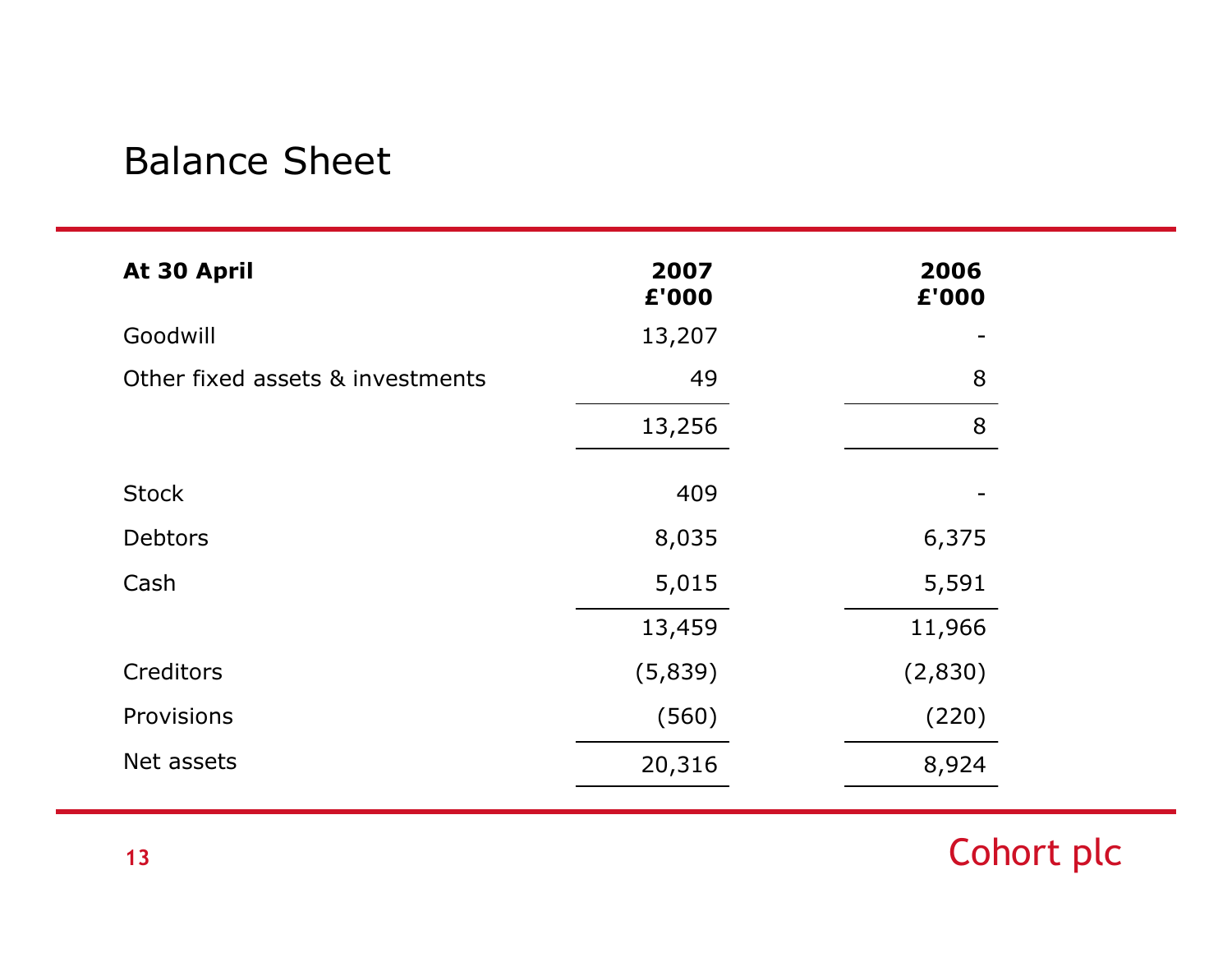# Balance Sheet

| At 30 April | 2007 £'000 | 2006 £'000 |
|---|---|---|
| Goodwill | 13,207 | - |
| Other fixed assets & investments | 49 | 8 |
| | 13,256 | 8 |
| Stock | 409 | - |
| Debtors | 8,035 | 6,375 |
| Cash | 5,015 | 5,591 |
| | 13,459 | 11,966 |
| Creditors | (5,839) | (2,830) |
| Provisions | (560) | (220) |
| Net assets | 20,316 | 8,924 |

Cohort plc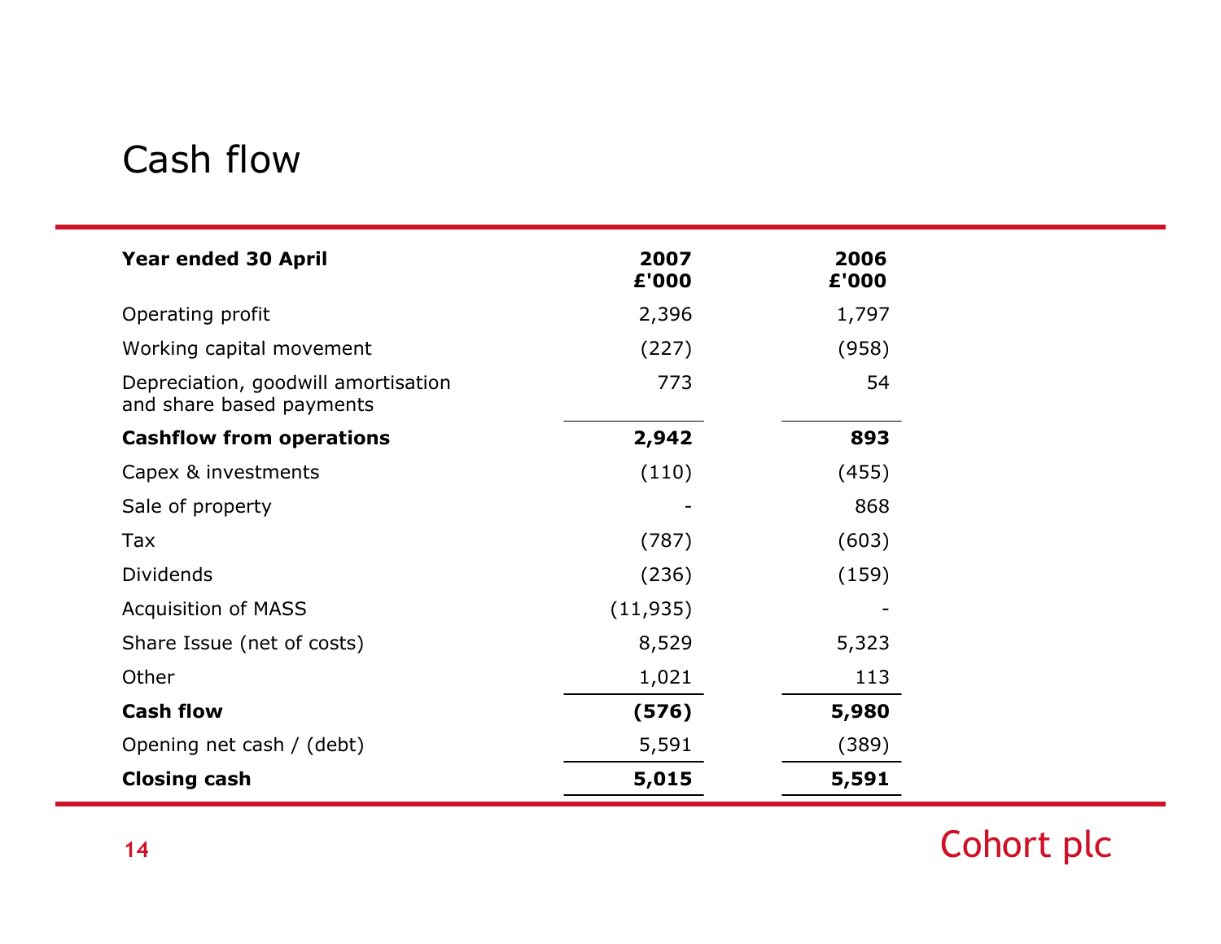# Cash flow

| Year ended 30 April | 2007 £'000 | 2006 £'000 |
|---|---|---|
| Operating profit | 2,396 | 1,797 |
| Working capital movement | (227) | (958) |
| Depreciation, goodwill amortisation and share based payments | 773 | 54 |
| **Cashflow from operations** | **2,942** | **893** |
| Capex & investments | (110) | (455) |
| Sale of property | - | 868 |
| Tax | (787) | (603) |
| Dividends | (236) | (159) |
| Acquisition of MASS | (11,935) | - |
| Share Issue (net of costs) | 8,529 | 5,323 |
| Other | 1,021 | 113 |
| **Cash flow** | **(576)** | **5,980** |
| Opening net cash / (debt) | 5,591 | (389) |
| **Closing cash** | **5,015** | **5,591** |

Cohort plc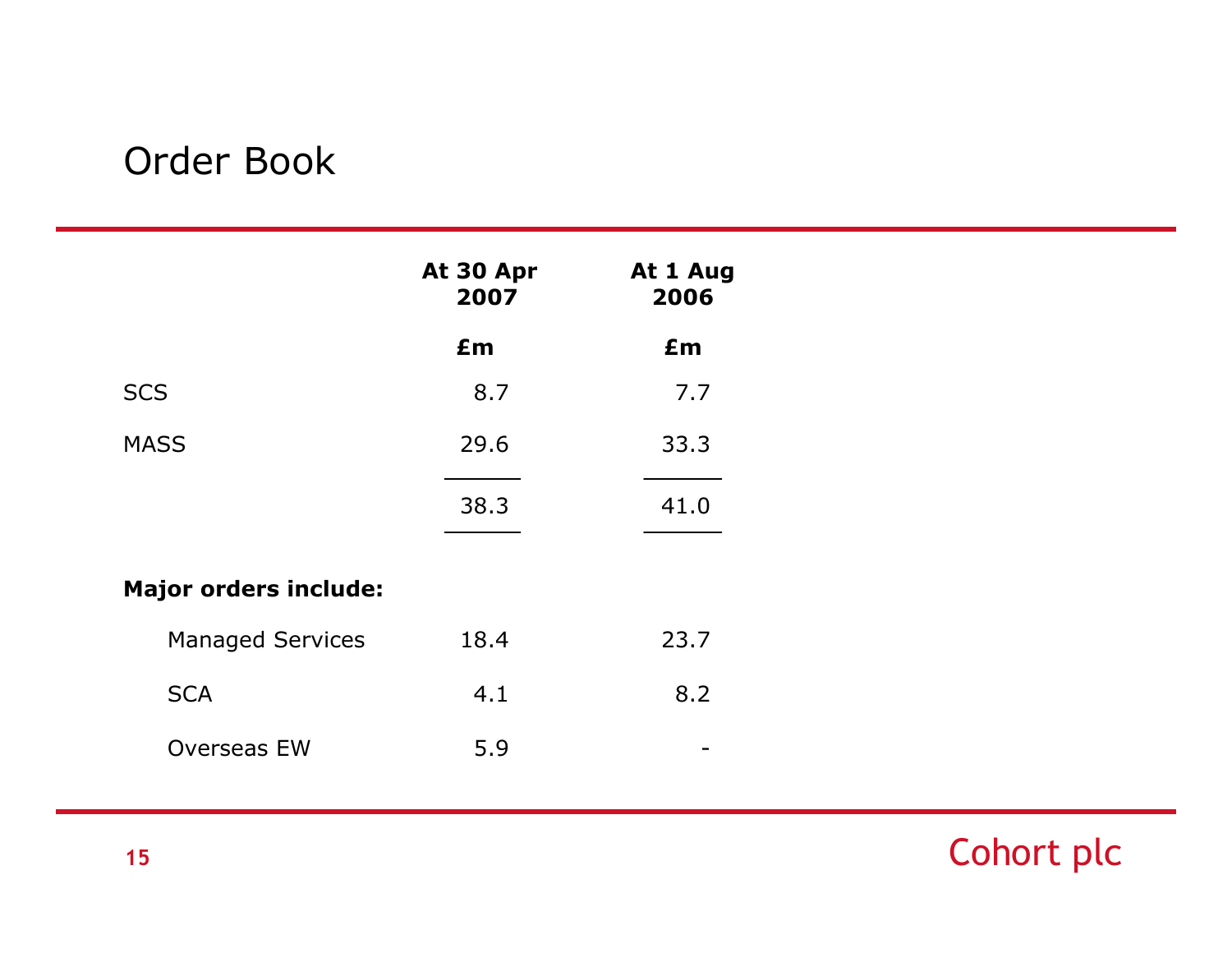# Order Book

| | At 30 Apr 2007 | At 1 Aug 2006 |
|---|---|---|
| | £m | £m |
| SCS | 8.7 | 7.7 |
| MASS | 29.6 | 33.3 |
| | 38.3 | 41.0 |
| **Major orders include:** | | |
| Managed Services | 18.4 | 23.7 |
| SCA | 4.1 | 8.2 |
| Overseas EW | 5.9 | - |

Cohort plc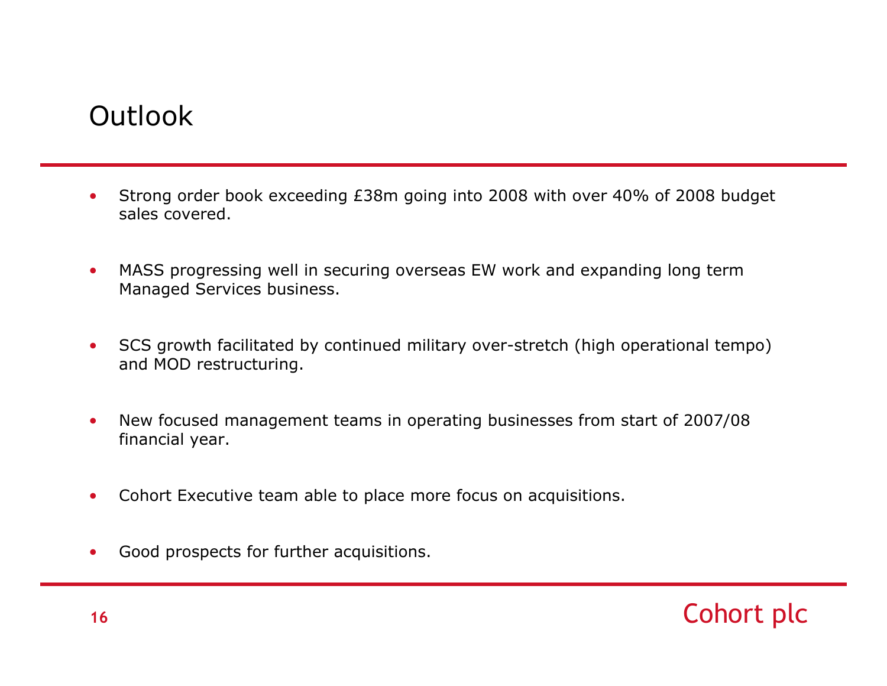# Outlook

- Strong order book exceeding £38m going into 2008 with over 40% of 2008 budget sales covered.
- MASS progressing well in securing overseas EW work and expanding long term Managed Services business.
- SCS growth facilitated by continued military over-stretch (high operational tempo) and MOD restructuring.
- New focused management teams in operating businesses from start of 2007/08 financial year.
- Cohort Executive team able to place more focus on acquisitions.
- Good prospects for further acquisitions.